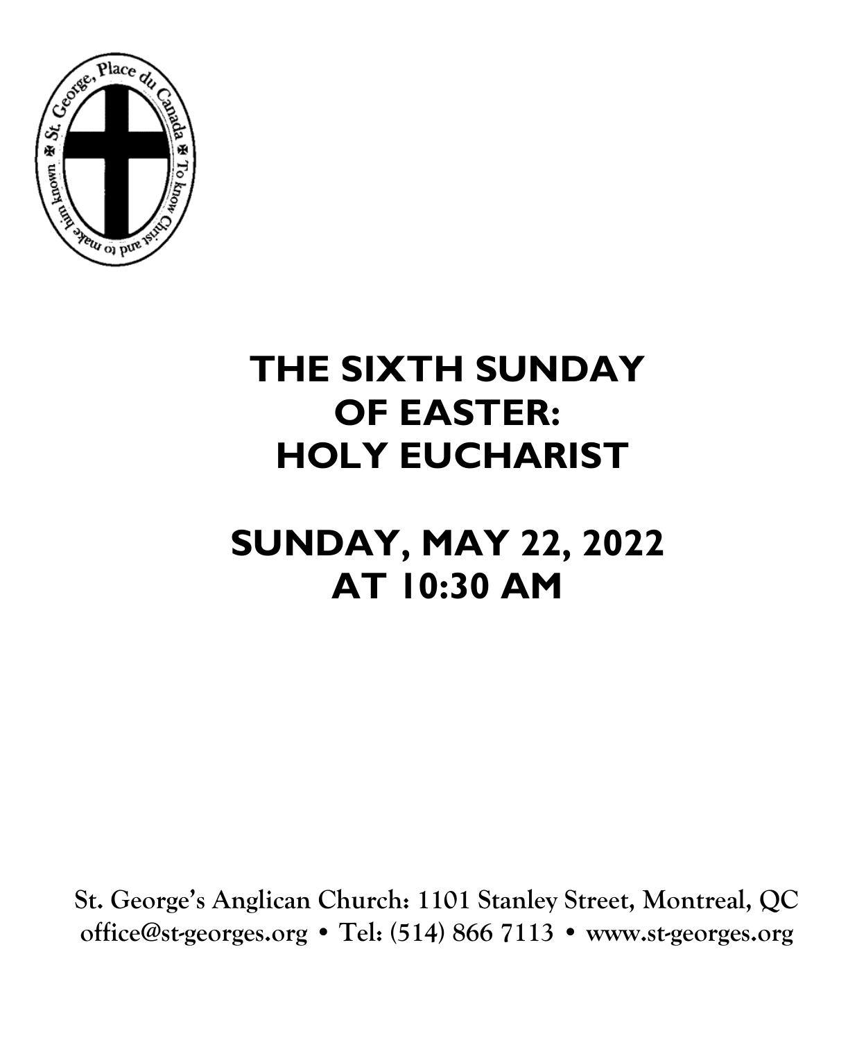# THE SIXTH SUNDAY OF EASTER: HOLY EUCHARIST

# SUNDAY, MAY 22, 2022 AT 10:30 AM

**St. George's Anglican Church: 1101 Stanley Street, Montreal, QC**
**office@st-georges.org • Tel: (514) 866 7113 • www.st-georges.org**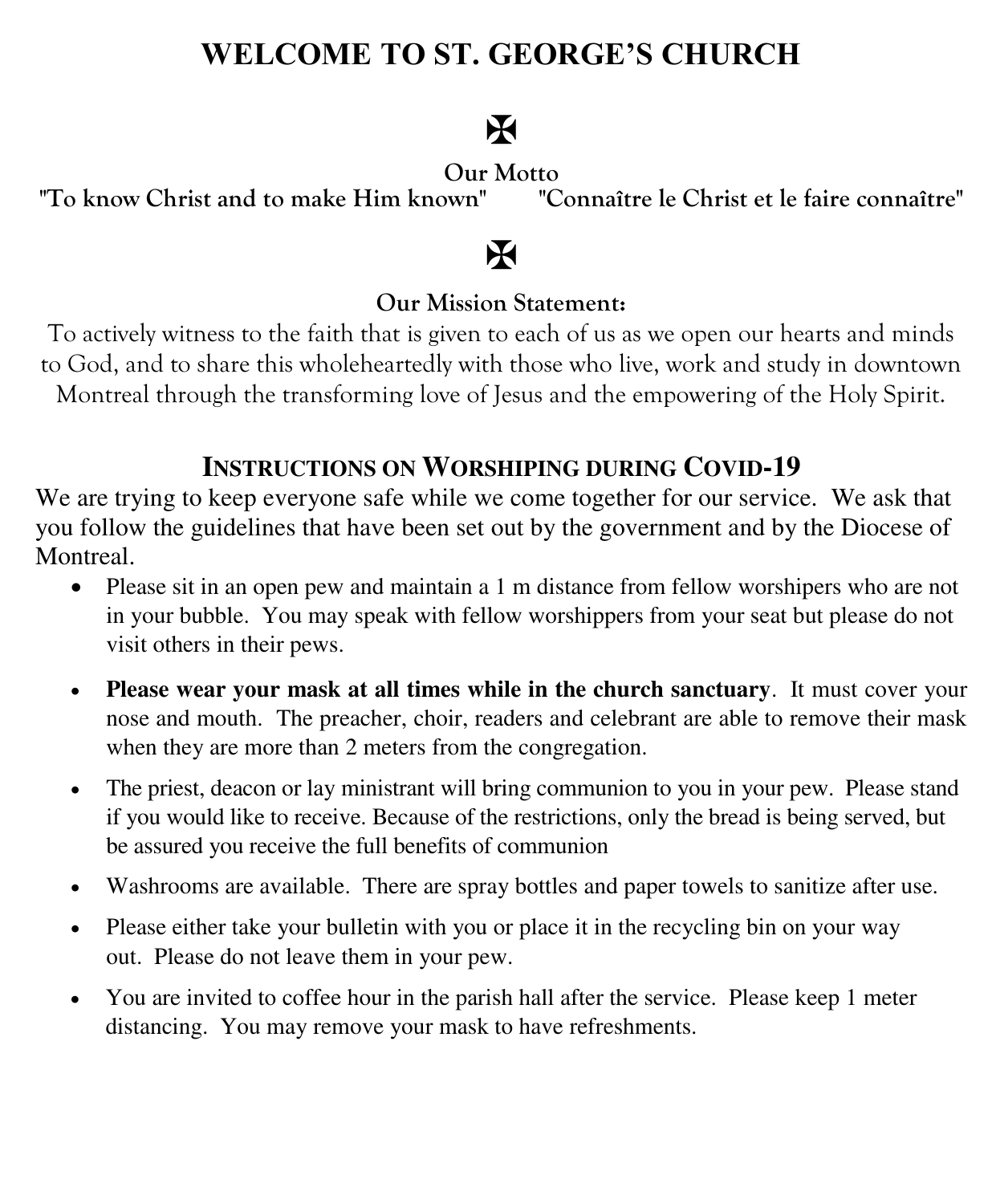# WELCOME TO ST. GEORGE'S CHURCH

✠

**Our Motto**

**"To know Christ and to make Him known"** **"Connaître le Christ et le faire connaître"**

✠

**Our Mission Statement:**

To actively witness to the faith that is given to each of us as we open our hearts and minds to God, and to share this wholeheartedly with those who live, work and study in downtown Montreal through the transforming love of Jesus and the empowering of the Holy Spirit.

## INSTRUCTIONS ON WORSHIPING DURING COVID-19

We are trying to keep everyone safe while we come together for our service. We ask that you follow the guidelines that have been set out by the government and by the Diocese of Montreal.

- Please sit in an open pew and maintain a 1 m distance from fellow worshipers who are not in your bubble. You may speak with fellow worshippers from your seat but please do not visit others in their pews.
- **Please wear your mask at all times while in the church sanctuary**. It must cover your nose and mouth. The preacher, choir, readers and celebrant are able to remove their mask when they are more than 2 meters from the congregation.
- The priest, deacon or lay ministrant will bring communion to you in your pew. Please stand if you would like to receive. Because of the restrictions, only the bread is being served, but be assured you receive the full benefits of communion
- Washrooms are available. There are spray bottles and paper towels to sanitize after use.
- Please either take your bulletin with you or place it in the recycling bin on your way out. Please do not leave them in your pew.
- You are invited to coffee hour in the parish hall after the service. Please keep 1 meter distancing. You may remove your mask to have refreshments.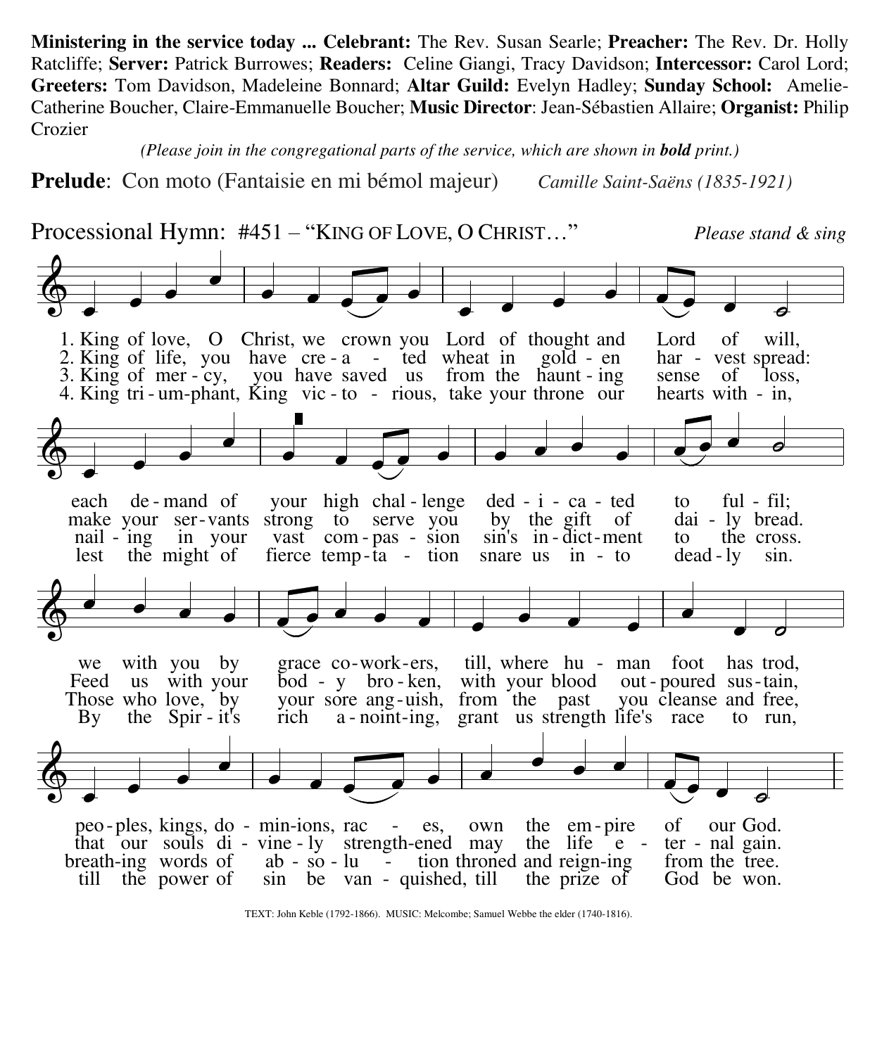**Ministering in the service today ... Celebrant:** The Rev. Susan Searle; **Preacher:** The Rev. Dr. Holly Ratcliffe; **Server:** Patrick Burrowes; **Readers:** Celine Giangi, Tracy Davidson; **Intercessor:** Carol Lord; **Greeters:** Tom Davidson, Madeleine Bonnard; **Altar Guild:** Evelyn Hadley; **Sunday School:** Amelie-Catherine Boucher, Claire-Emmanuelle Boucher; **Music Director**: Jean-Sébastien Allaire; **Organist:** Philip Crozier

*(Please join in the congregational parts of the service, which are shown in **bold** print.)*

**Prelude**: Con moto (Fantaisie en mi bémol majeur) *Camille Saint-Saëns (1835-1921)*

Processional Hymn: #451 – "KING OF LOVE, O CHRIST…" *Please stand & sing*

1. King of love, O Christ, we crown you Lord of thought and Lord of will,
each demand of your high challenge dedicated to fulfil;
we with you by grace co-workers, till, where human foot has trod,
peoples, kings, dominions, races, own the empire of our God.

2. King of life, you have created wheat in golden harvest spread:
make your servants strong to serve you by the gift of daily bread.
Feed us with your body broken, with your blood outpoured sustain,
that our souls divinely strengthened may the life eternal gain.

3. King of mercy, you have saved us from the haunting sense of loss,
nailing in your vast compassion sin's indictment to the cross.
Those who love, by your sore anguish, from the past you cleanse and free,
breathing words of absolution throned and reigning from the tree.

4. King triumphant, King victorious, take your throne our hearts within,
lest the might of fierce temptation snare us into deadly sin.
By the Spirit's rich anointing, grant us strength life's race to run,
till the power of sin be vanquished, till the prize of God be won.

TEXT: John Keble (1792-1866). MUSIC: Melcombe; Samuel Webbe the elder (1740-1816).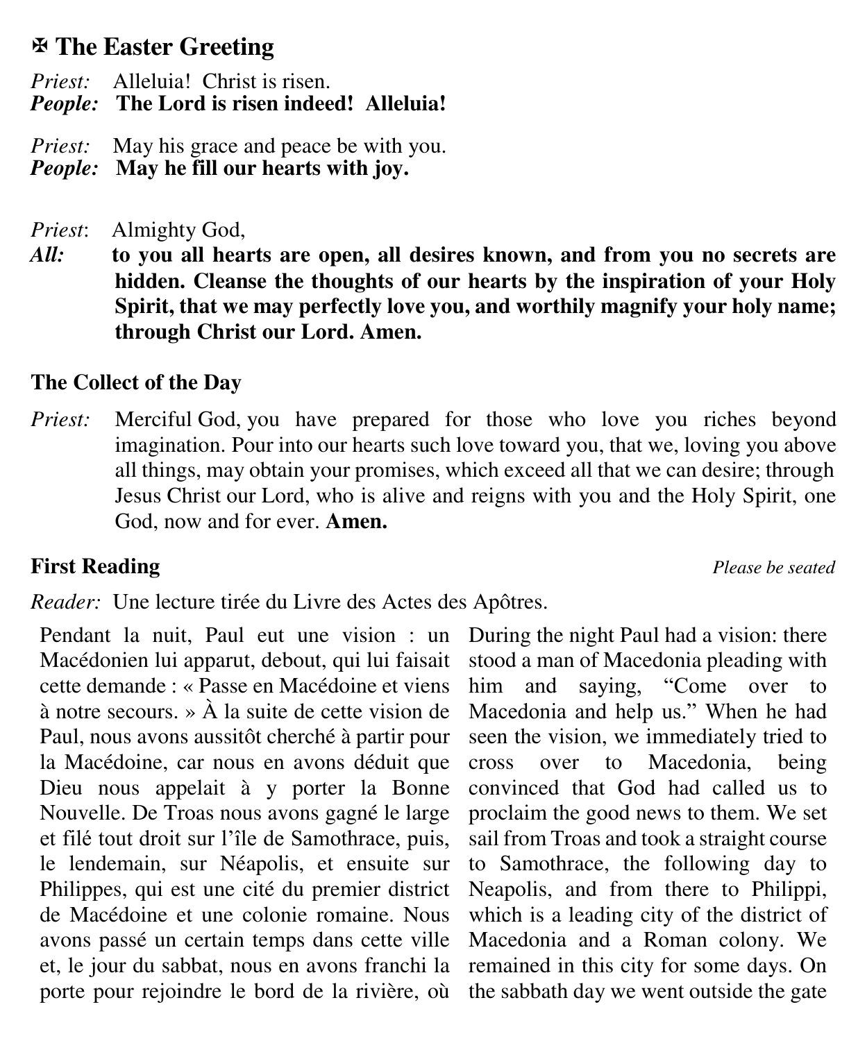## ✠ The Easter Greeting

*Priest:* Alleluia! Christ is risen.
***People:*** **The Lord is risen indeed! Alleluia!**

*Priest:* May his grace and peace be with you.
***People:*** **May he fill our hearts with joy.**

*Priest:* Almighty God,
***All:*** **to you all hearts are open, all desires known, and from you no secrets are hidden. Cleanse the thoughts of our hearts by the inspiration of your Holy Spirit, that we may perfectly love you, and worthily magnify your holy name; through Christ our Lord. Amen.**

### The Collect of the Day

*Priest:* Merciful God, you have prepared for those who love you riches beyond imagination. Pour into our hearts such love toward you, that we, loving you above all things, may obtain your promises, which exceed all that we can desire; through Jesus Christ our Lord, who is alive and reigns with you and the Holy Spirit, one God, now and for ever. **Amen.**

### First Reading

*Please be seated*

*Reader:* Une lecture tirée du Livre des Actes des Apôtres.

Pendant la nuit, Paul eut une vision : un Macédonien lui apparut, debout, qui lui faisait cette demande : « Passe en Macédoine et viens à notre secours. » À la suite de cette vision de Paul, nous avons aussitôt cherché à partir pour la Macédoine, car nous en avons déduit que Dieu nous appelait à y porter la Bonne Nouvelle. De Troas nous avons gagné le large et filé tout droit sur l'île de Samothrace, puis, le lendemain, sur Néapolis, et ensuite sur Philippes, qui est une cité du premier district de Macédoine et une colonie romaine. Nous avons passé un certain temps dans cette ville et, le jour du sabbat, nous en avons franchi la porte pour rejoindre le bord de la rivière, où

During the night Paul had a vision: there stood a man of Macedonia pleading with him and saying, "Come over to Macedonia and help us." When he had seen the vision, we immediately tried to cross over to Macedonia, being convinced that God had called us to proclaim the good news to them. We set sail from Troas and took a straight course to Samothrace, the following day to Neapolis, and from there to Philippi, which is a leading city of the district of Macedonia and a Roman colony. We remained in this city for some days. On the sabbath day we went outside the gate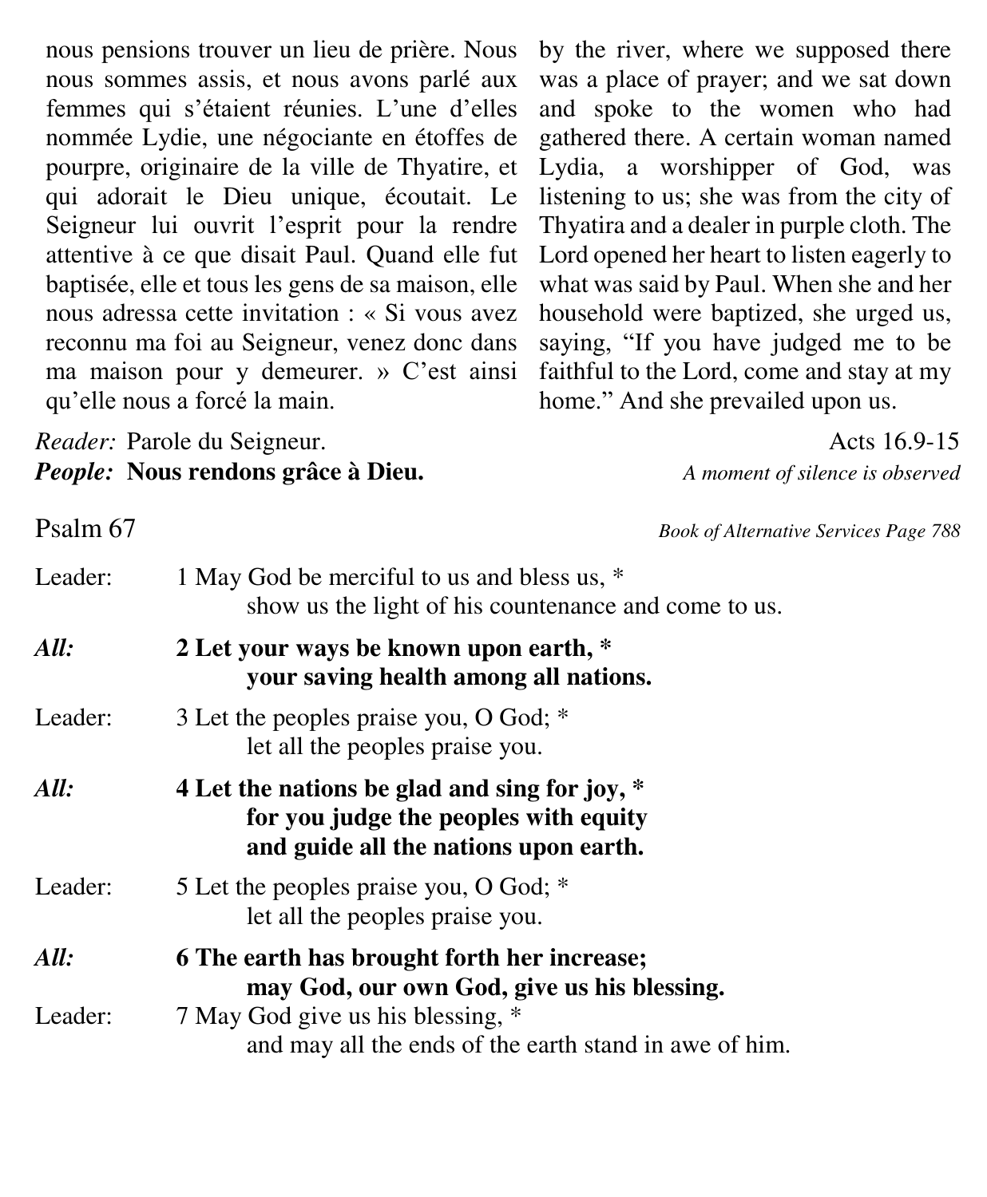nous pensions trouver un lieu de prière. Nous nous sommes assis, et nous avons parlé aux femmes qui s'étaient réunies. L'une d'elles nommée Lydie, une négociante en étoffes de pourpre, originaire de la ville de Thyatire, et qui adorait le Dieu unique, écoutait. Le Seigneur lui ouvrit l'esprit pour la rendre attentive à ce que disait Paul. Quand elle fut baptisée, elle et tous les gens de sa maison, elle nous adressa cette invitation : « Si vous avez reconnu ma foi au Seigneur, venez donc dans ma maison pour y demeurer. » C'est ainsi qu'elle nous a forcé la main.

by the river, where we supposed there was a place of prayer; and we sat down and spoke to the women who had gathered there. A certain woman named Lydia, a worshipper of God, was listening to us; she was from the city of Thyatira and a dealer in purple cloth. The Lord opened her heart to listen eagerly to what was said by Paul. When she and her household were baptized, she urged us, saying, "If you have judged me to be faithful to the Lord, come and stay at my home." And she prevailed upon us.

*Reader:* Parole du Seigneur.
***People:*** **Nous rendons grâce à Dieu.**

Acts 16.9-15

*A moment of silence is observed*

## Psalm 67

*Book of Alternative Services Page 788*

Leader: 1 May God be merciful to us and bless us, *
show us the light of his countenance and come to us.

***All:*** **2 Let your ways be known upon earth, *
your saving health among all nations.**

Leader: 3 Let the peoples praise you, O God; *
let all the peoples praise you.

***All:*** **4 Let the nations be glad and sing for joy, *
for you judge the peoples with equity
and guide all the nations upon earth.**

Leader: 5 Let the peoples praise you, O God; *
let all the peoples praise you.

***All:*** **6 The earth has brought forth her increase;
may God, our own God, give us his blessing.**

Leader: 7 May God give us his blessing, *
and may all the ends of the earth stand in awe of him.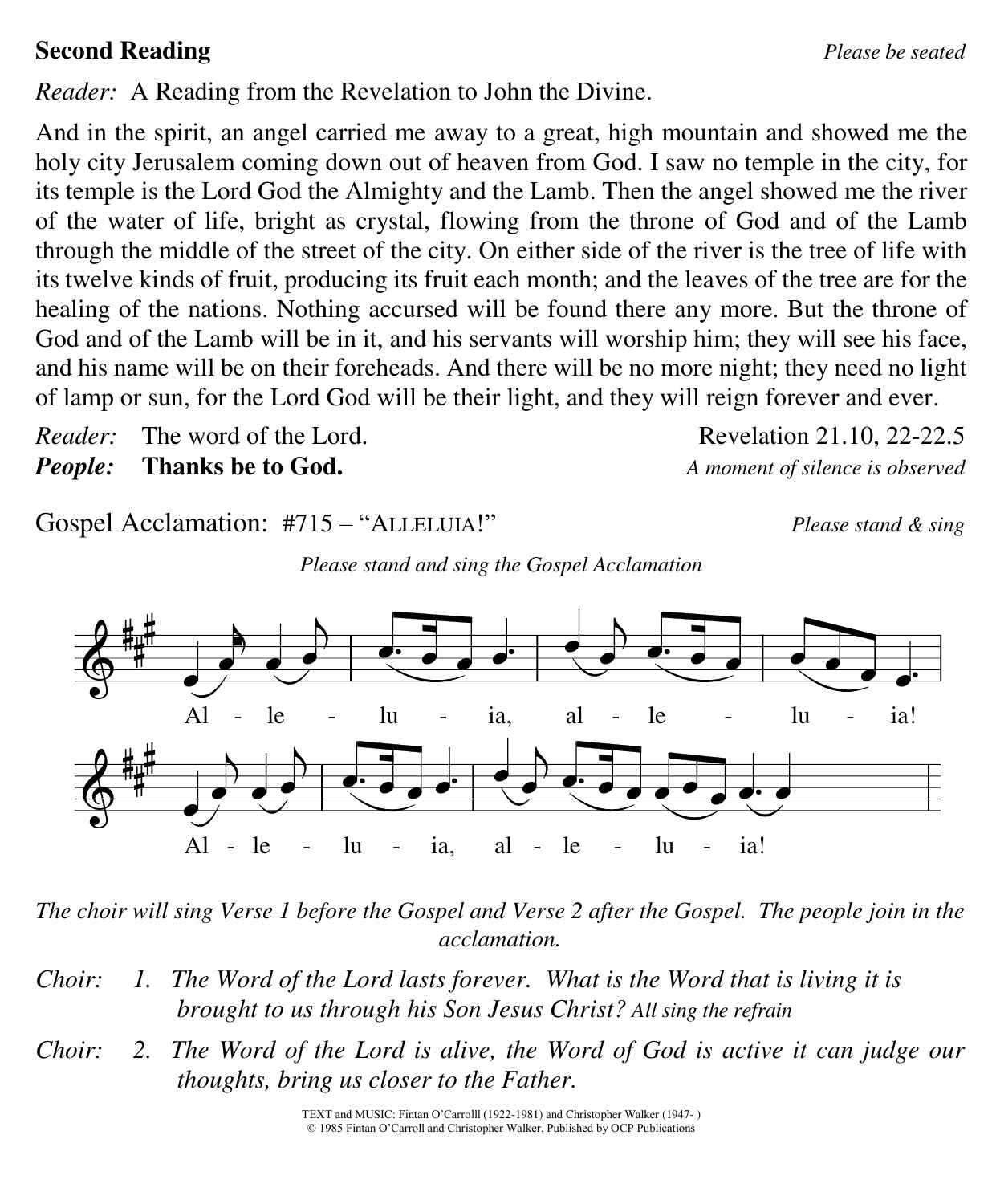**Second Reading** *Please be seated*

*Reader:* A Reading from the Revelation to John the Divine.

And in the spirit, an angel carried me away to a great, high mountain and showed me the holy city Jerusalem coming down out of heaven from God. I saw no temple in the city, for its temple is the Lord God the Almighty and the Lamb. Then the angel showed me the river of the water of life, bright as crystal, flowing from the throne of God and of the Lamb through the middle of the street of the city. On either side of the river is the tree of life with its twelve kinds of fruit, producing its fruit each month; and the leaves of the tree are for the healing of the nations. Nothing accursed will be found there any more. But the throne of God and of the Lamb will be in it, and his servants will worship him; they will see his face, and his name will be on their foreheads. And there will be no more night; they need no light of lamp or sun, for the Lord God will be their light, and they will reign forever and ever.

*Reader:* The word of the Lord. Revelation 21.10, 22-22.5

***People:*** **Thanks be to God.** *A moment of silence is observed*

Gospel Acclamation: #715 – "ALLELUIA!" *Please stand & sing*

*Please stand and sing the Gospel Acclamation*

Al - le - lu - ia, al - le - lu - ia!

Al - le - lu - ia, al - le - lu - ia!

*The choir will sing Verse 1 before the Gospel and Verse 2 after the Gospel. The people join in the acclamation.*

*Choir:* 1. *The Word of the Lord lasts forever. What is the Word that is living it is brought to us through his Son Jesus Christ? All sing the refrain*

*Choir:* 2. *The Word of the Lord is alive, the Word of God is active it can judge our thoughts, bring us closer to the Father.*

TEXT and MUSIC: Fintan O'Carrolll (1922-1981) and Christopher Walker (1947- )
© 1985 Fintan O'Carroll and Christopher Walker. Published by OCP Publications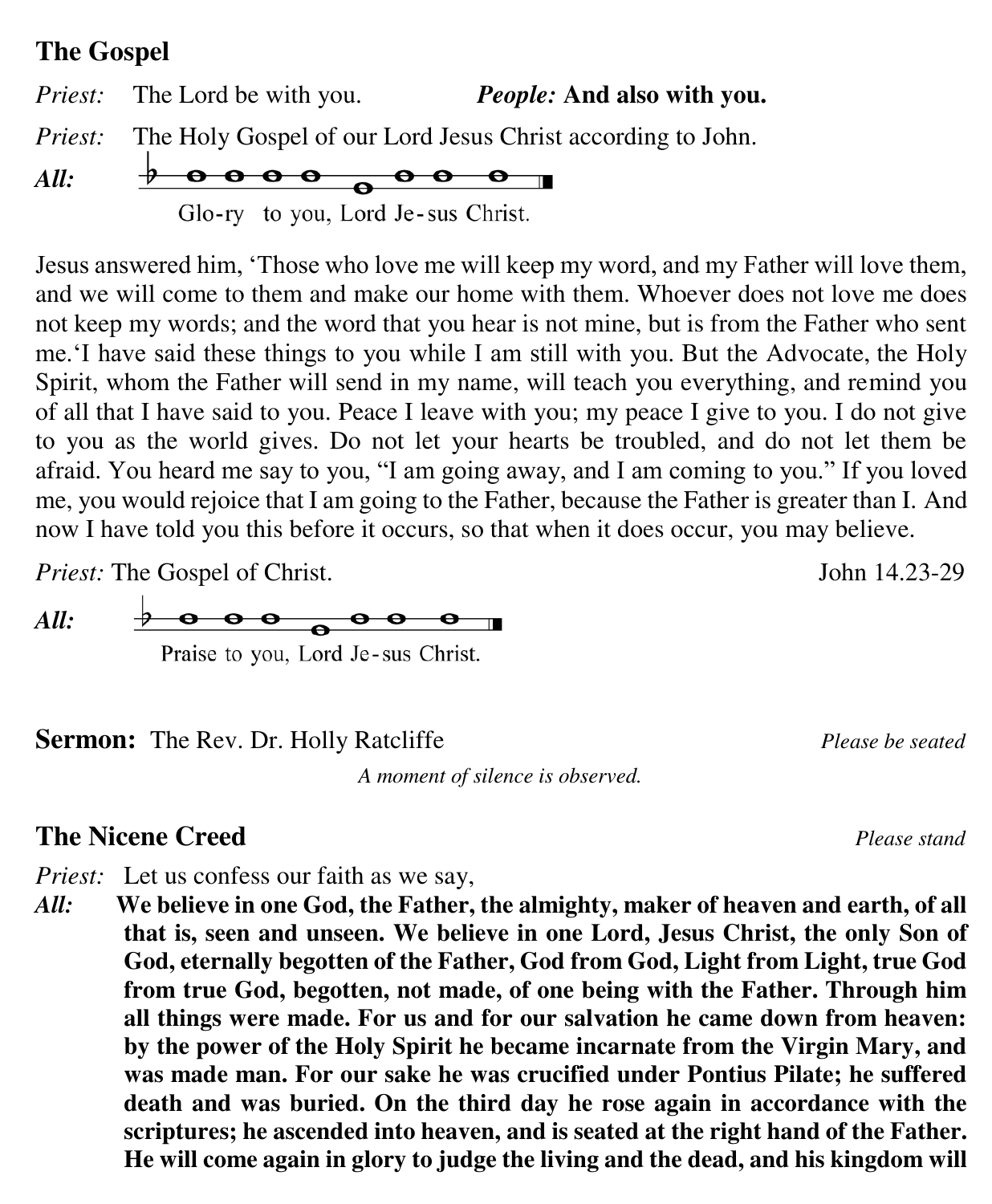## The Gospel

*Priest:* The Lord be with you. ***People:* And also with you.**

*Priest:* The Holy Gospel of our Lord Jesus Christ according to John.

***All:*** Glo-ry to you, Lord Je-sus Christ.

Jesus answered him, 'Those who love me will keep my word, and my Father will love them, and we will come to them and make our home with them. Whoever does not love me does not keep my words; and the word that you hear is not mine, but is from the Father who sent me.'I have said these things to you while I am still with you. But the Advocate, the Holy Spirit, whom the Father will send in my name, will teach you everything, and remind you of all that I have said to you. Peace I leave with you; my peace I give to you. I do not give to you as the world gives. Do not let your hearts be troubled, and do not let them be afraid. You heard me say to you, "I am going away, and I am coming to you." If you loved me, you would rejoice that I am going to the Father, because the Father is greater than I. And now I have told you this before it occurs, so that when it does occur, you may believe.

*Priest:* The Gospel of Christ. John 14.23-29

***All:*** Praise to you, Lord Je-sus Christ.

**Sermon:** The Rev. Dr. Holly Ratcliffe *Please be seated*

*A moment of silence is observed.*

## The Nicene Creed *Please stand*

*Priest:* Let us confess our faith as we say,

***All:*** **We believe in one God, the Father, the almighty, maker of heaven and earth, of all that is, seen and unseen. We believe in one Lord, Jesus Christ, the only Son of God, eternally begotten of the Father, God from God, Light from Light, true God from true God, begotten, not made, of one being with the Father. Through him all things were made. For us and for our salvation he came down from heaven: by the power of the Holy Spirit he became incarnate from the Virgin Mary, and was made man. For our sake he was crucified under Pontius Pilate; he suffered death and was buried. On the third day he rose again in accordance with the scriptures; he ascended into heaven, and is seated at the right hand of the Father. He will come again in glory to judge the living and the dead, and his kingdom will**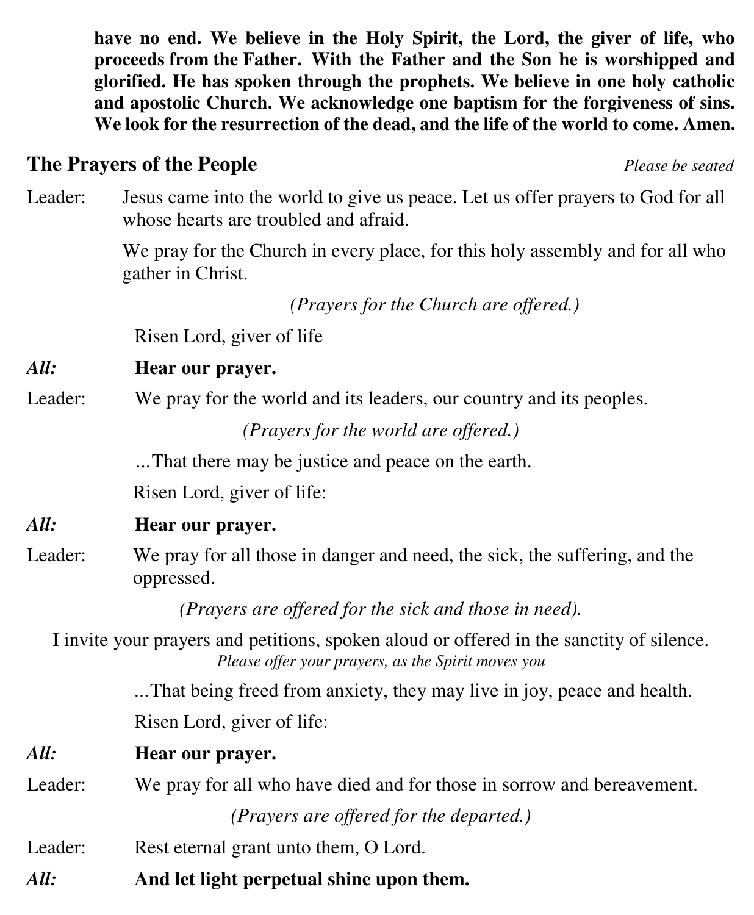**have no end. We believe in the Holy Spirit, the Lord, the giver of life, who proceeds from the Father. With the Father and the Son he is worshipped and glorified. He has spoken through the prophets. We believe in one holy catholic and apostolic Church. We acknowledge one baptism for the forgiveness of sins. We look for the resurrection of the dead, and the life of the world to come. Amen.**

## The Prayers of the People

*Please be seated*

Leader: Jesus came into the world to give us peace. Let us offer prayers to God for all whose hearts are troubled and afraid.

We pray for the Church in every place, for this holy assembly and for all who gather in Christ.

*(Prayers for the Church are offered.)*

Risen Lord, giver of life

***All:*** **Hear our prayer.**

Leader: We pray for the world and its leaders, our country and its peoples.

*(Prayers for the world are offered.)*

...That there may be justice and peace on the earth.

Risen Lord, giver of life:

***All:*** **Hear our prayer.**

Leader: We pray for all those in danger and need, the sick, the suffering, and the oppressed.

*(Prayers are offered for the sick and those in need).*

I invite your prayers and petitions, spoken aloud or offered in the sanctity of silence.

*Please offer your prayers, as the Spirit moves you*

...That being freed from anxiety, they may live in joy, peace and health.

Risen Lord, giver of life:

***All:*** **Hear our prayer.**

Leader: We pray for all who have died and for those in sorrow and bereavement.

*(Prayers are offered for the departed.)*

Leader: Rest eternal grant unto them, O Lord.

***All:*** **And let light perpetual shine upon them.**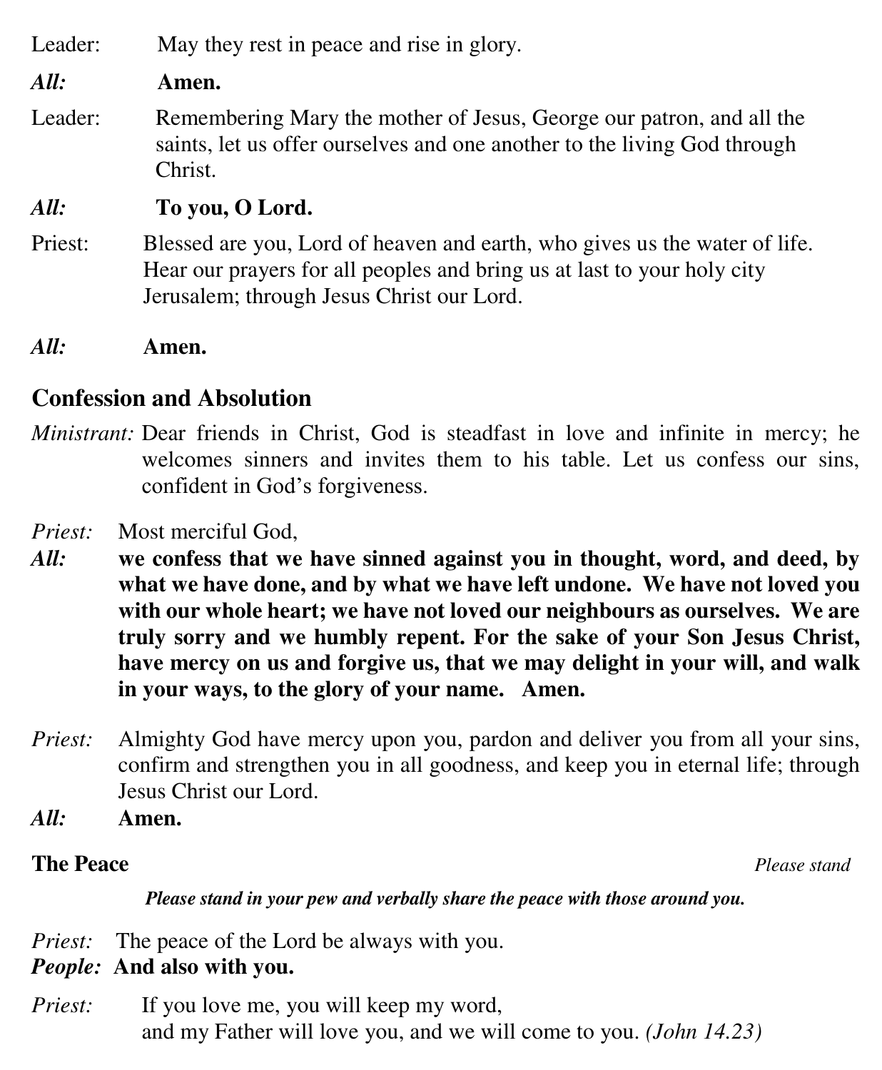Leader: May they rest in peace and rise in glory.

***All:*** **Amen.**

Leader: Remembering Mary the mother of Jesus, George our patron, and all the saints, let us offer ourselves and one another to the living God through Christ.

***All:*** **To you, O Lord.**

Priest: Blessed are you, Lord of heaven and earth, who gives us the water of life. Hear our prayers for all peoples and bring us at last to your holy city Jerusalem; through Jesus Christ our Lord.

***All:*** **Amen.**

## Confession and Absolution

*Ministrant:* Dear friends in Christ, God is steadfast in love and infinite in mercy; he welcomes sinners and invites them to his table. Let us confess our sins, confident in God's forgiveness.

*Priest:* Most merciful God,

***All:*** **we confess that we have sinned against you in thought, word, and deed, by what we have done, and by what we have left undone. We have not loved you with our whole heart; we have not loved our neighbours as ourselves. We are truly sorry and we humbly repent. For the sake of your Son Jesus Christ, have mercy on us and forgive us, that we may delight in your will, and walk in your ways, to the glory of your name. Amen.**

*Priest:* Almighty God have mercy upon you, pardon and deliver you from all your sins, confirm and strengthen you in all goodness, and keep you in eternal life; through Jesus Christ our Lord.

***All:*** **Amen.**

**The Peace** *Please stand*

***Please stand in your pew and verbally share the peace with those around you.***

*Priest:* The peace of the Lord be always with you.

***People:*** **And also with you.**

*Priest:* If you love me, you will keep my word,
and my Father will love you, and we will come to you. *(John 14.23)*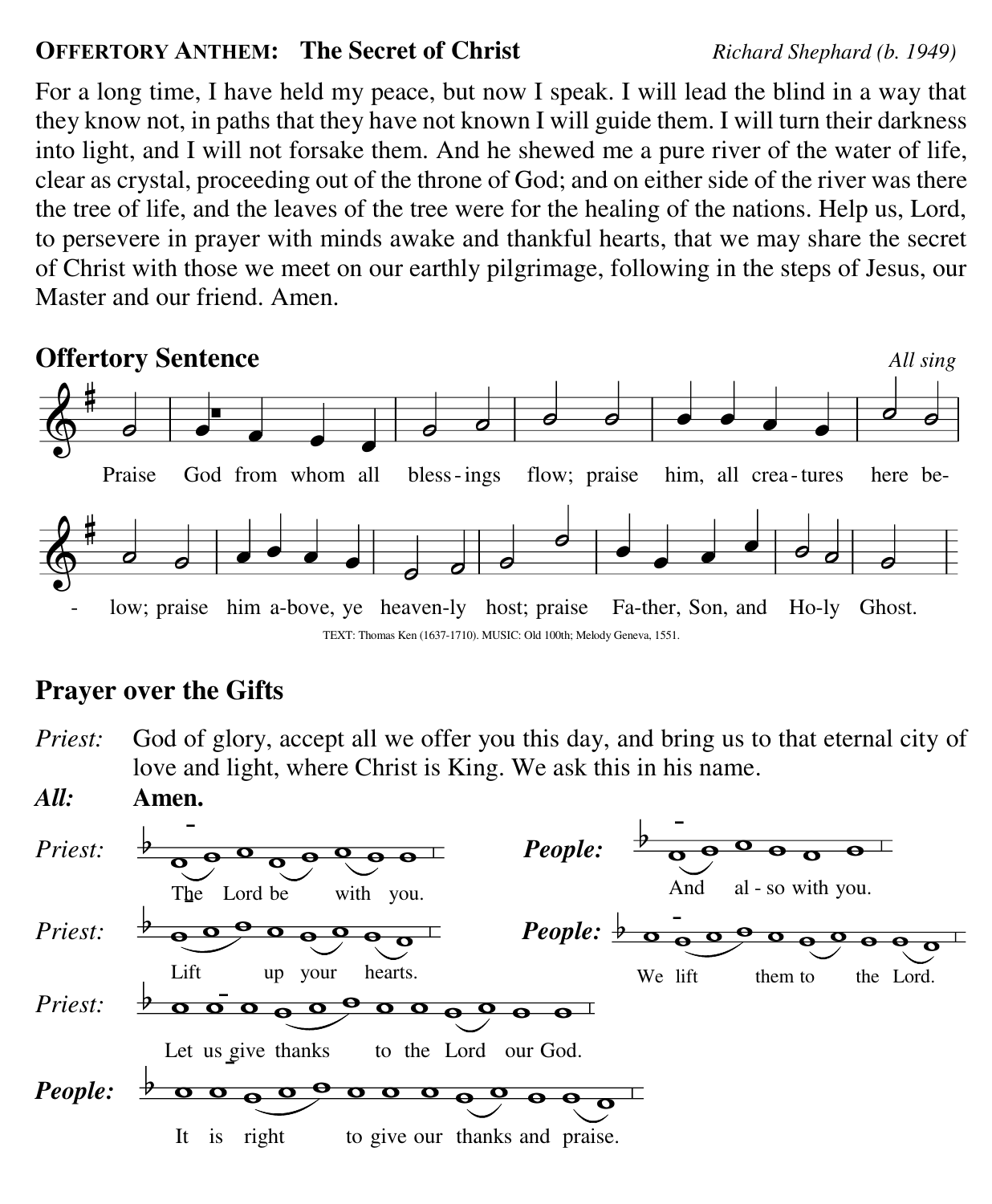**OFFERTORY ANTHEM:** **The Secret of Christ** *Richard Shephard (b. 1949)*

For a long time, I have held my peace, but now I speak. I will lead the blind in a way that they know not, in paths that they have not known I will guide them. I will turn their darkness into light, and I will not forsake them. And he shewed me a pure river of the water of life, clear as crystal, proceeding out of the throne of God; and on either side of the river was there the tree of life, and the leaves of the tree were for the healing of the nations. Help us, Lord, to persevere in prayer with minds awake and thankful hearts, that we may share the secret of Christ with those we meet on our earthly pilgrimage, following in the steps of Jesus, our Master and our friend. Amen.

## Offertory Sentence

*All sing*

Praise God from whom all blessings flow; praise him, all creatures here below; praise him above, ye heavenly host; praise Father, Son, and Holy Ghost.

TEXT: Thomas Ken (1637-1710). MUSIC: Old 100th; Melody Geneva, 1551.

## Prayer over the Gifts

*Priest:* God of glory, accept all we offer you this day, and bring us to that eternal city of love and light, where Christ is King. We ask this in his name.

***All:*** **Amen.**

*Priest:* The Lord be with you.

***People:*** And also with you.

*Priest:* Lift up your hearts.

***People:*** We lift them to the Lord.

*Priest:* Let us give thanks to the Lord our God.

***People:*** It is right to give our thanks and praise.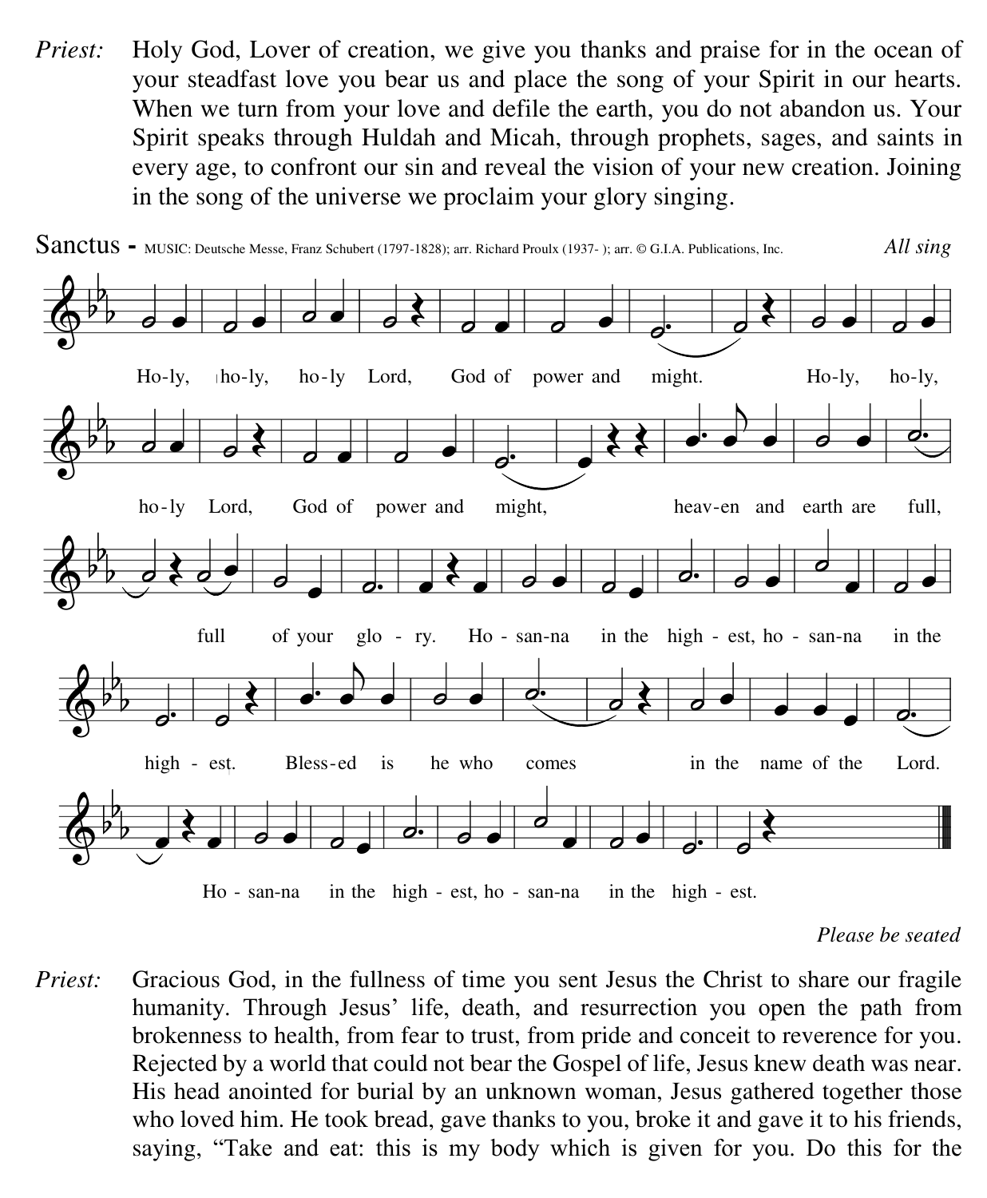*Priest:* Holy God, Lover of creation, we give you thanks and praise for in the ocean of your steadfast love you bear us and place the song of your Spirit in our hearts. When we turn from your love and defile the earth, you do not abandon us. Your Spirit speaks through Huldah and Micah, through prophets, sages, and saints in every age, to confront our sin and reveal the vision of your new creation. Joining in the song of the universe we proclaim your glory singing.

Sanctus - MUSIC: Deutsche Messe, Franz Schubert (1797-1828); arr. Richard Proulx (1937- ); arr. © G.I.A. Publications, Inc. *All sing*

Ho-ly, ho-ly, ho-ly Lord, God of power and might. Ho-ly, ho-ly, ho-ly Lord, God of power and might, heav-en and earth are full, full of your glo - ry. Ho - san-na in the high - est, ho - san-na in the high - est. Bless-ed is he who comes in the name of the Lord. Ho - san-na in the high - est, ho - san-na in the high - est.

*Please be seated*

*Priest:* Gracious God, in the fullness of time you sent Jesus the Christ to share our fragile humanity. Through Jesus' life, death, and resurrection you open the path from brokenness to health, from fear to trust, from pride and conceit to reverence for you. Rejected by a world that could not bear the Gospel of life, Jesus knew death was near. His head anointed for burial by an unknown woman, Jesus gathered together those who loved him. He took bread, gave thanks to you, broke it and gave it to his friends, saying, "Take and eat: this is my body which is given for you. Do this for the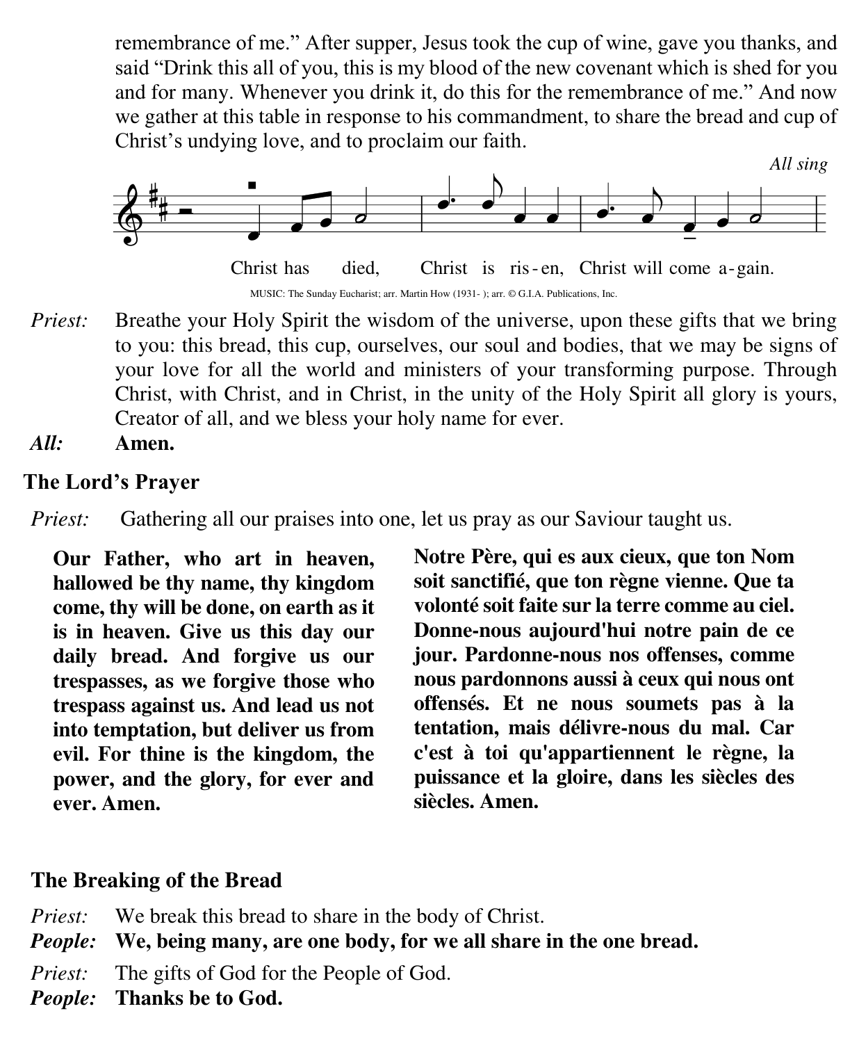remembrance of me." After supper, Jesus took the cup of wine, gave you thanks, and said "Drink this all of you, this is my blood of the new covenant which is shed for you and for many. Whenever you drink it, do this for the remembrance of me." And now we gather at this table in response to his commandment, to share the bread and cup of Christ's undying love, and to proclaim our faith.

*All sing*

Christ has died, Christ is ris-en, Christ will come a-gain.

MUSIC: The Sunday Eucharist; arr. Martin How (1931- ); arr. © G.I.A. Publications, Inc.

*Priest:* Breathe your Holy Spirit the wisdom of the universe, upon these gifts that we bring to you: this bread, this cup, ourselves, our soul and bodies, that we may be signs of your love for all the world and ministers of your transforming purpose. Through Christ, with Christ, and in Christ, in the unity of the Holy Spirit all glory is yours, Creator of all, and we bless your holy name for ever.

***All:*** **Amen.**

## The Lord's Prayer

*Priest:* Gathering all our praises into one, let us pray as our Saviour taught us.

**Our Father, who art in heaven, hallowed be thy name, thy kingdom come, thy will be done, on earth as it is in heaven. Give us this day our daily bread. And forgive us our trespasses, as we forgive those who trespass against us. And lead us not into temptation, but deliver us from evil. For thine is the kingdom, the power, and the glory, for ever and ever. Amen.**

**Notre Père, qui es aux cieux, que ton Nom soit sanctifié, que ton règne vienne. Que ta volonté soit faite sur la terre comme au ciel. Donne-nous aujourd'hui notre pain de ce jour. Pardonne-nous nos offenses, comme nous pardonnons aussi à ceux qui nous ont offensés. Et ne nous soumets pas à la tentation, mais délivre-nous du mal. Car c'est à toi qu'appartiennent le règne, la puissance et la gloire, dans les siècles des siècles. Amen.**

## The Breaking of the Bread

*Priest:* We break this bread to share in the body of Christ.

***People:*** **We, being many, are one body, for we all share in the one bread.**

*Priest:* The gifts of God for the People of God.

***People:*** **Thanks be to God.**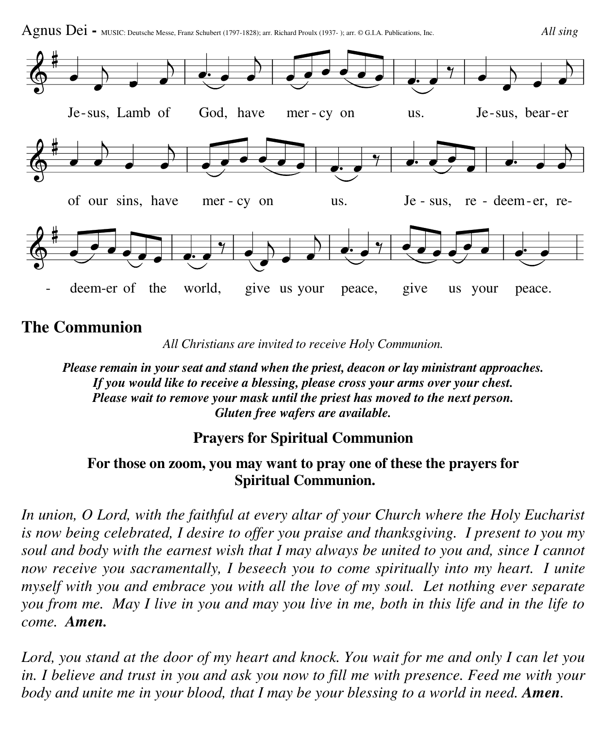Agnus Dei - MUSIC: Deutsche Messe, Franz Schubert (1797-1828); arr. Richard Proulx (1937- ); arr. © G.I.A. Publications, Inc. *All sing*

Jesus, Lamb of God, have mercy on us. Jesus, bearer of our sins, have mercy on us. Jesus, redeemer, redeemer of the world, give us your peace, give us your peace.

## The Communion

*All Christians are invited to receive Holy Communion.*

***Please remain in your seat and stand when the priest, deacon or lay ministrant approaches. If you would like to receive a blessing, please cross your arms over your chest. Please wait to remove your mask until the priest has moved to the next person. Gluten free wafers are available.***

### Prayers for Spiritual Communion

**For those on zoom, you may want to pray one of these the prayers for Spiritual Communion.**

*In union, O Lord, with the faithful at every altar of your Church where the Holy Eucharist is now being celebrated, I desire to offer you praise and thanksgiving. I present to you my soul and body with the earnest wish that I may always be united to you and, since I cannot now receive you sacramentally, I beseech you to come spiritually into my heart. I unite myself with you and embrace you with all the love of my soul. Let nothing ever separate you from me. May I live in you and may you live in me, both in this life and in the life to come.* ***Amen.***

*Lord, you stand at the door of my heart and knock. You wait for me and only I can let you in. I believe and trust in you and ask you now to fill me with presence. Feed me with your body and unite me in your blood, that I may be your blessing to a world in need.* ***Amen***.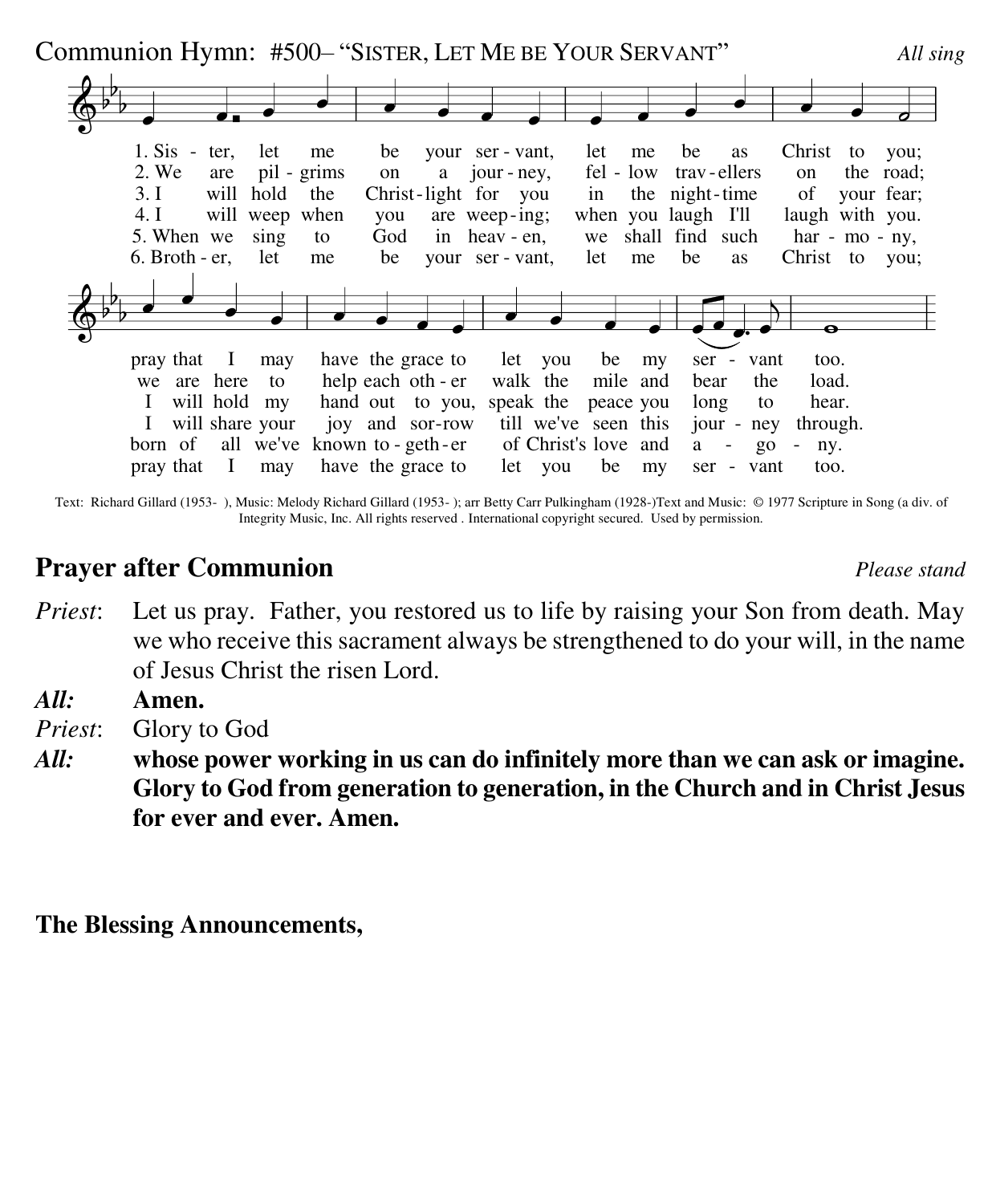Communion Hymn: #500– "SISTER, LET ME BE YOUR SERVANT" *All sing*

1. Sister, let me be your servant, let me be as Christ to you; pray that I may have the grace to let you be my servant too.
2. We are pilgrims on a journey, fellow travellers on the road; we are here to help each other walk the mile and bear the load.
3. I will hold the Christ-light for you in the night-time of your fear; I will hold my hand out to you, speak the peace you long to hear.
4. I will weep when you are weeping; when you laugh I'll laugh with you. I will share your joy and sorrow till we've seen this journey through.
5. When we sing to God in heaven, we shall find such harmony, born of all we've known together of Christ's love and agony.
6. Brother, let me be your servant, let me be as Christ to you; pray that I may have the grace to let you be my servant too.

Text: Richard Gillard (1953- ), Music: Melody Richard Gillard (1953- ); arr Betty Carr Pulkingham (1928-)Text and Music: © 1977 Scripture in Song (a div. of Integrity Music, Inc. All rights reserved . International copyright secured. Used by permission.

## Prayer after Communion

*Please stand*

*Priest*: Let us pray. Father, you restored us to life by raising your Son from death. May we who receive this sacrament always be strengthened to do your will, in the name of Jesus Christ the risen Lord.

***All:*** **Amen.**

*Priest*: Glory to God

***All:*** **whose power working in us can do infinitely more than we can ask or imagine. Glory to God from generation to generation, in the Church and in Christ Jesus for ever and ever. Amen.**

**The Blessing Announcements,**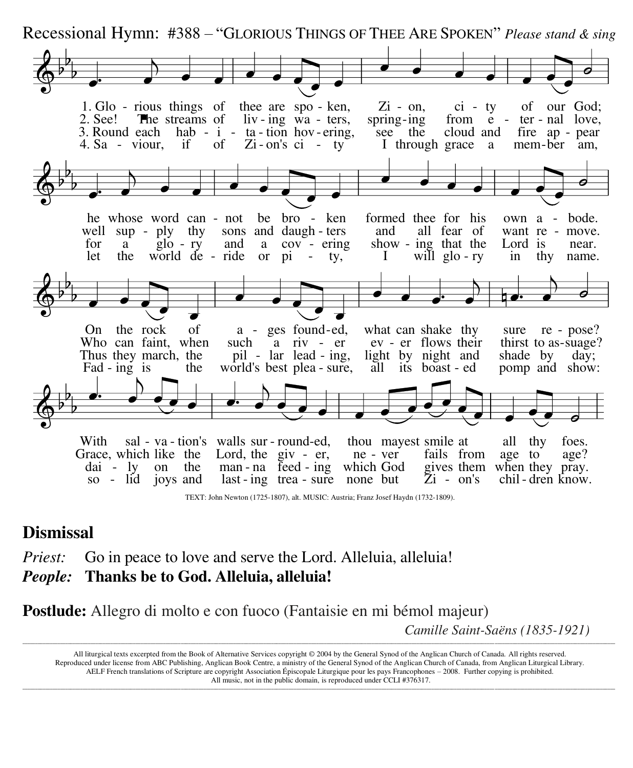Recessional Hymn: #388 – "GLORIOUS THINGS OF THEE ARE SPOKEN" *Please stand & sing*

1. Glorious things of thee are spoken, Zion, city of our God; he whose word cannot be broken formed thee for his own abode. On the rock of ages founded, what can shake thy sure repose? With salvation's walls surrounded, thou mayest smile at all thy foes.

2. See! The streams of living waters, springing from eternal love, well supply thy sons and daughters and all fear of want remove. Who can faint, when such a river ever flows their thirst to assuage? Grace, which like the Lord, the giver, never fails from age to age?

3. Round each habitation hovering, see the cloud and fire appear for a glory and a covering showing that the Lord is near. Thus they march, the pillar leading, light by night and shade by day; daily on the manna feeding which God gives them when they pray.

4. Saviour, if of Zion's city I through grace a member am, let the world deride or pity, I will glory in thy name. Fading is the world's best pleasure, all its boasted pomp and show: solid joys and lasting treasure none but Zion's children know.

TEXT: John Newton (1725-1807), alt. MUSIC: Austria; Franz Josef Haydn (1732-1809).

## Dismissal

*Priest:* Go in peace to love and serve the Lord. Alleluia, alleluia!
***People:*** **Thanks be to God. Alleluia, alleluia!**

**Postlude:** Allegro di molto e con fuoco (Fantaisie en mi bémol majeur)
*Camille Saint-Saëns (1835-1921)*

All liturgical texts excerpted from the Book of Alternative Services copyright © 2004 by the General Synod of the Anglican Church of Canada. All rights reserved. Reproduced under license from ABC Publishing, Anglican Book Centre, a ministry of the General Synod of the Anglican Church of Canada, from Anglican Liturgical Library. AELF French translations of Scripture are copyright Association Épiscopale Liturgique pour les pays Francophones – 2008. Further copying is prohibited. All music, not in the public domain, is reproduced under CCLI #376317.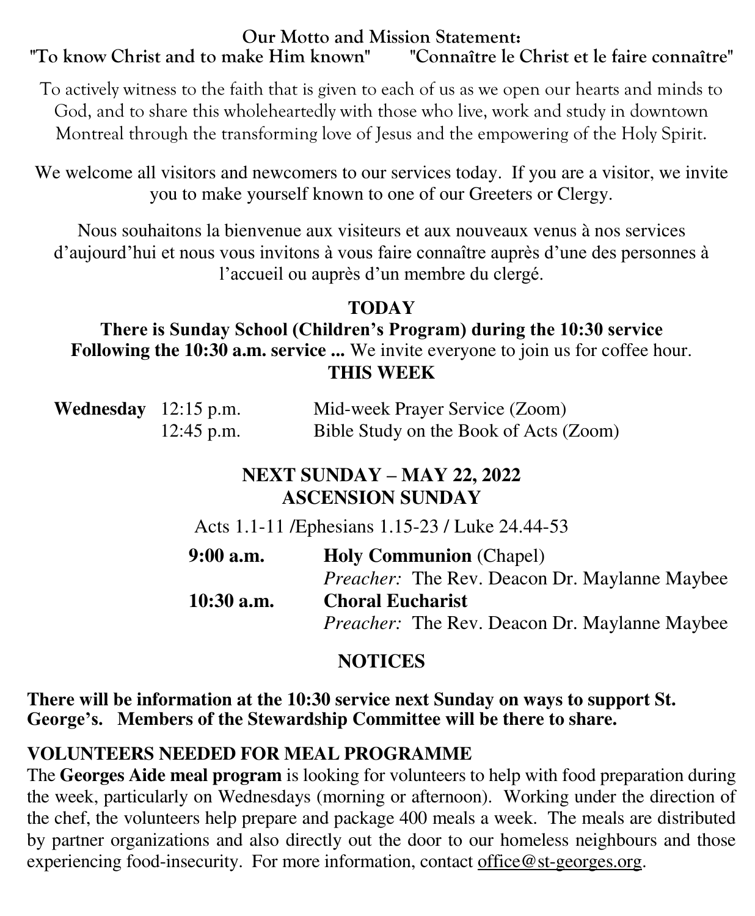**Our Motto and Mission Statement:**
**"To know Christ and to make Him known"** **"Connaître le Christ et le faire connaître"**

To actively witness to the faith that is given to each of us as we open our hearts and minds to God, and to share this wholeheartedly with those who live, work and study in downtown Montreal through the transforming love of Jesus and the empowering of the Holy Spirit.

We welcome all visitors and newcomers to our services today. If you are a visitor, we invite you to make yourself known to one of our Greeters or Clergy.

Nous souhaitons la bienvenue aux visiteurs et aux nouveaux venus à nos services d'aujourd'hui et nous vous invitons à vous faire connaître auprès d'une des personnes à l'accueil ou auprès d'un membre du clergé.

## TODAY

**There is Sunday School (Children's Program) during the 10:30 service**
**Following the 10:30 a.m. service ...** We invite everyone to join us for coffee hour.

## THIS WEEK

| | | |
|---|---|---|
| **Wednesday** | 12:15 p.m. | Mid-week Prayer Service (Zoom) |
| | 12:45 p.m. | Bible Study on the Book of Acts (Zoom) |

## NEXT SUNDAY – MAY 22, 2022
## ASCENSION SUNDAY

Acts 1.1-11 /Ephesians 1.15-23 / Luke 24.44-53

| | |
|---|---|
| **9:00 a.m.** | **Holy Communion** (Chapel) |
| | *Preacher:* The Rev. Deacon Dr. Maylanne Maybee |
| **10:30 a.m.** | **Choral Eucharist** |
| | *Preacher:* The Rev. Deacon Dr. Maylanne Maybee |

## NOTICES

**There will be information at the 10:30 service next Sunday on ways to support St. George's. Members of the Stewardship Committee will be there to share.**

**VOLUNTEERS NEEDED FOR MEAL PROGRAMME**

The **Georges Aide meal program** is looking for volunteers to help with food preparation during the week, particularly on Wednesdays (morning or afternoon). Working under the direction of the chef, the volunteers help prepare and package 400 meals a week. The meals are distributed by partner organizations and also directly out the door to our homeless neighbours and those experiencing food-insecurity. For more information, contact office@st-georges.org.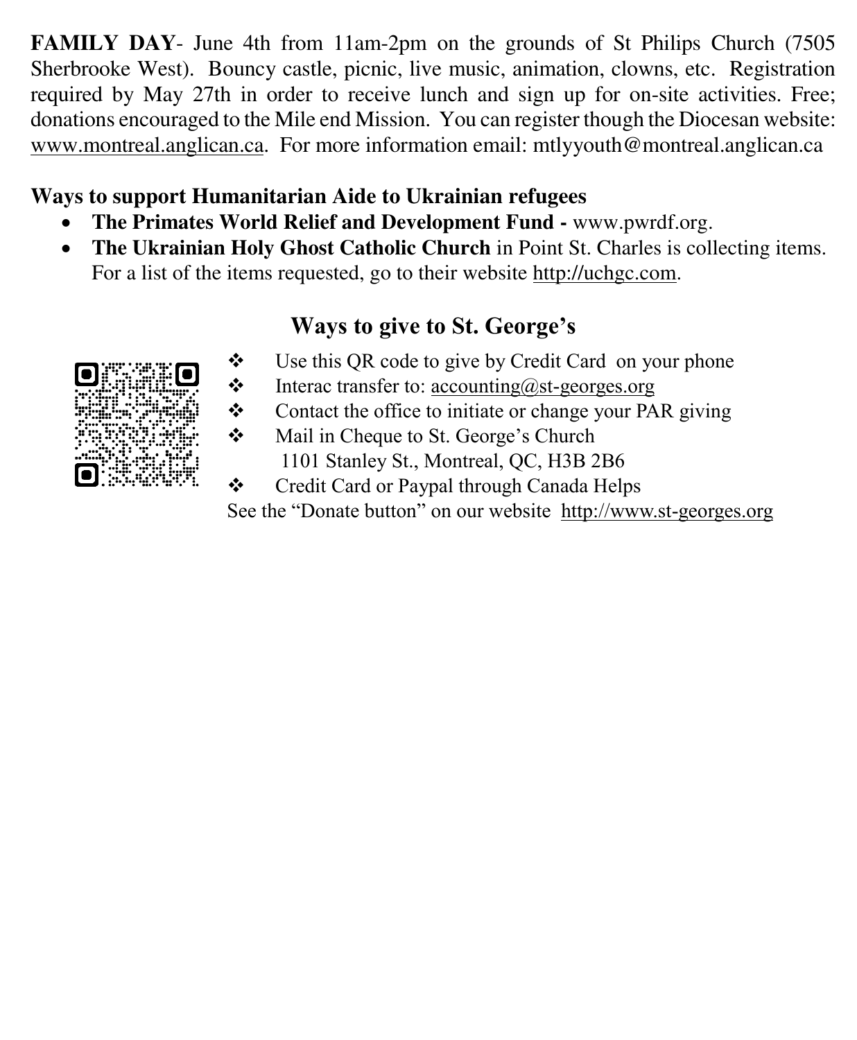**FAMILY DAY**- June 4th from 11am-2pm on the grounds of St Philips Church (7505 Sherbrooke West). Bouncy castle, picnic, live music, animation, clowns, etc. Registration required by May 27th in order to receive lunch and sign up for on-site activities. Free; donations encouraged to the Mile end Mission. You can register though the Diocesan website: www.montreal.anglican.ca. For more information email: mtlyyouth@montreal.anglican.ca

**Ways to support Humanitarian Aide to Ukrainian refugees**

- **The Primates World Relief and Development Fund -** www.pwrdf.org.
- **The Ukrainian Holy Ghost Catholic Church** in Point St. Charles is collecting items. For a list of the items requested, go to their website http://uchgc.com.

## Ways to give to St. George's

- ❖ Use this QR code to give by Credit Card on your phone
- ❖ Interac transfer to: accounting@st-georges.org
- ❖ Contact the office to initiate or change your PAR giving
- ❖ Mail in Cheque to St. George's Church
  1101 Stanley St., Montreal, QC, H3B 2B6
- ❖ Credit Card or Paypal through Canada Helps

See the "Donate button" on our website http://www.st-georges.org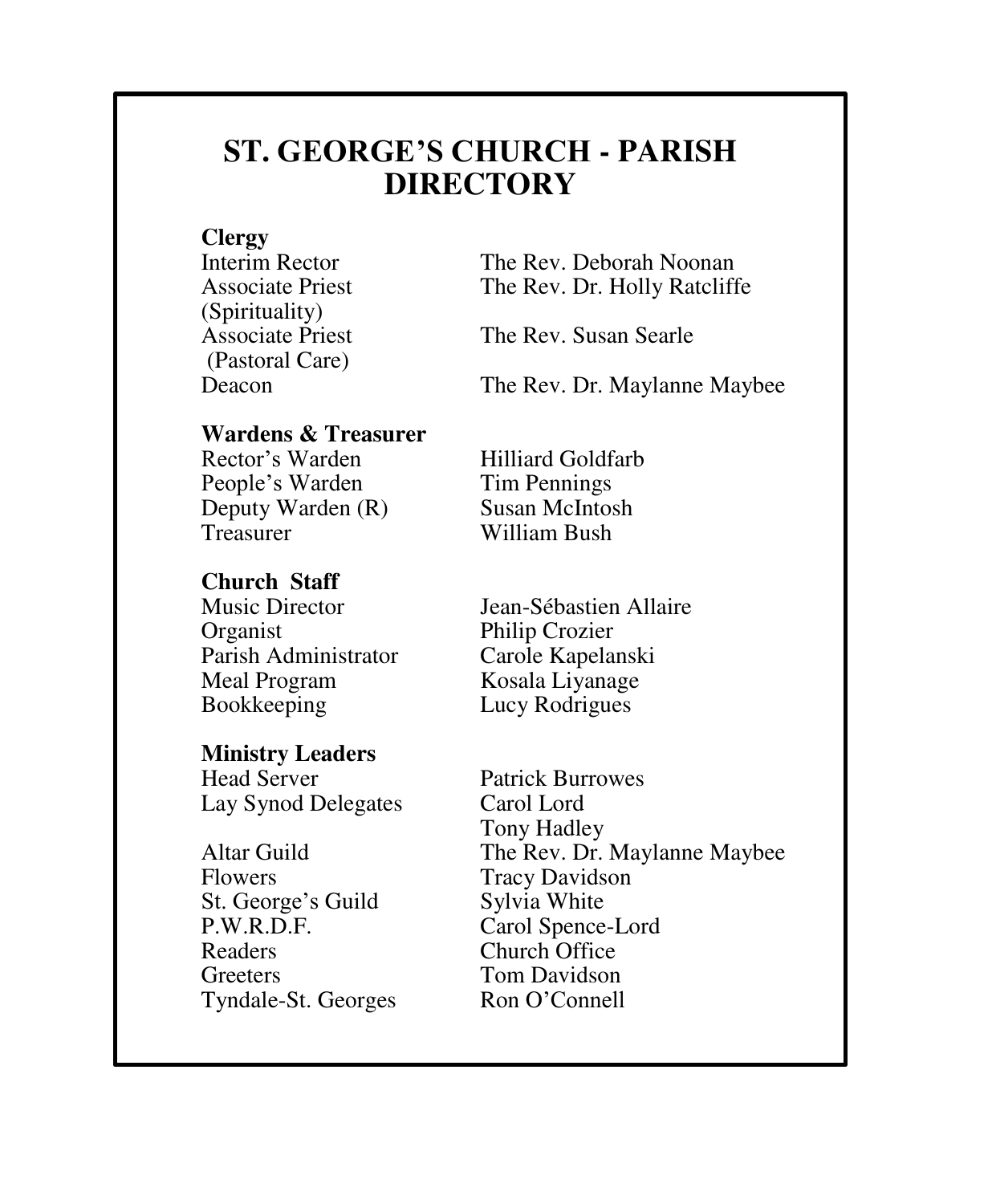# ST. GEORGE'S CHURCH - PARISH DIRECTORY

**Clergy**

| | |
|---|---|
| Interim Rector | The Rev. Deborah Noonan |
| Associate Priest (Spirituality) | The Rev. Dr. Holly Ratcliffe |
| Associate Priest (Pastoral Care) | The Rev. Susan Searle |
| Deacon | The Rev. Dr. Maylanne Maybee |

**Wardens & Treasurer**

| | |
|---|---|
| Rector's Warden | Hilliard Goldfarb |
| People's Warden | Tim Pennings |
| Deputy Warden (R) | Susan McIntosh |
| Treasurer | William Bush |

**Church Staff**

| | |
|---|---|
| Music Director | Jean-Sébastien Allaire |
| Organist | Philip Crozier |
| Parish Administrator | Carole Kapelanski |
| Meal Program | Kosala Liyanage |
| Bookkeeping | Lucy Rodrigues |

**Ministry Leaders**

| | |
|---|---|
| Head Server | Patrick Burrowes |
| Lay Synod Delegates | Carol Lord<br>Tony Hadley |
| Altar Guild | The Rev. Dr. Maylanne Maybee |
| Flowers | Tracy Davidson |
| St. George's Guild | Sylvia White |
| P.W.R.D.F. | Carol Spence-Lord |
| Readers | Church Office |
| Greeters | Tom Davidson |
| Tyndale-St. Georges | Ron O'Connell |